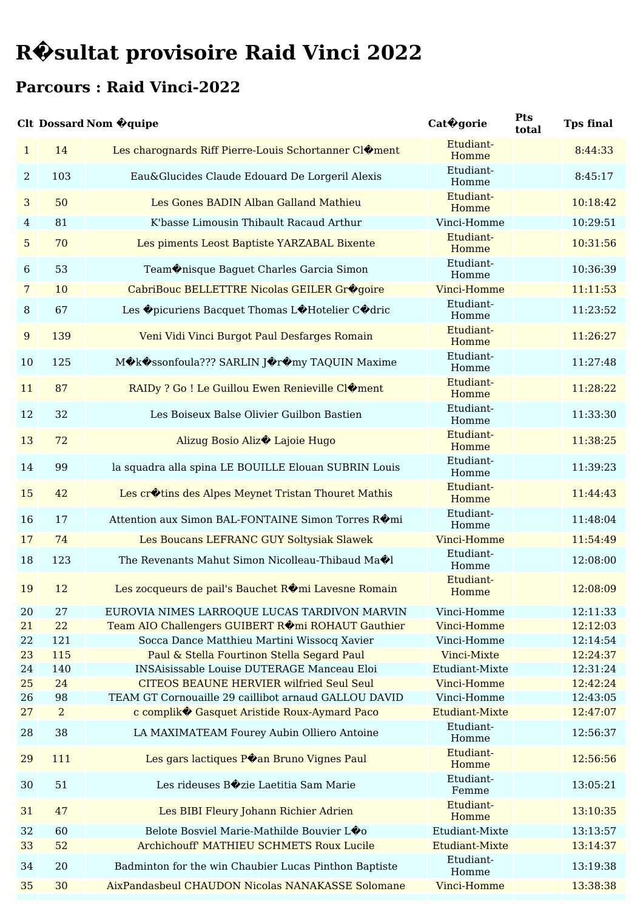# R�sultat provisoire Raid Vinci 2022

## Parcours : Raid Vinci-2022

| Clt | Dossard | Nom �quipe | Cat�gorie | Pts total | Tps final |
|---|---|---|---|---|---|
| 1 | 14 | Les charognards Riff Pierre-Louis Schortanner Cl�ment | Etudiant-Homme | | 8:44:33 |
| 2 | 103 | Eau&Glucides Claude Edouard De Lorgeril Alexis | Etudiant-Homme | | 8:45:17 |
| 3 | 50 | Les Gones BADIN Alban Galland Mathieu | Etudiant-Homme | | 10:18:42 |
| 4 | 81 | K'basse Limousin Thibault Racaud Arthur | Vinci-Homme | | 10:29:51 |
| 5 | 70 | Les piments Leost Baptiste YARZABAL Bixente | Etudiant-Homme | | 10:31:56 |
| 6 | 53 | Team�nisque Baguet Charles Garcia Simon | Etudiant-Homme | | 10:36:39 |
| 7 | 10 | CabriBouc BELLETTRE Nicolas GEILER Gr�goire | Vinci-Homme | | 11:11:53 |
| 8 | 67 | Les �picuriens Bacquet Thomas L�Hotelier C�dric | Etudiant-Homme | | 11:23:52 |
| 9 | 139 | Veni Vidi Vinci Burgot Paul Desfarges Romain | Etudiant-Homme | | 11:26:27 |
| 10 | 125 | M�k�ssonfoula??? SARLIN J�r�my TAQUIN Maxime | Etudiant-Homme | | 11:27:48 |
| 11 | 87 | RAIDy ? Go ! Le Guillou Ewen Renieville Cl�ment | Etudiant-Homme | | 11:28:22 |
| 12 | 32 | Les Boiseux Balse Olivier Guilbon Bastien | Etudiant-Homme | | 11:33:30 |
| 13 | 72 | Alizug Bosio Aliz� Lajoie Hugo | Etudiant-Homme | | 11:38:25 |
| 14 | 99 | la squadra alla spina LE BOUILLE Elouan SUBRIN Louis | Etudiant-Homme | | 11:39:23 |
| 15 | 42 | Les cr�tins des Alpes Meynet Tristan Thouret Mathis | Etudiant-Homme | | 11:44:43 |
| 16 | 17 | Attention aux Simon BAL-FONTAINE Simon Torres R�mi | Etudiant-Homme | | 11:48:04 |
| 17 | 74 | Les Boucans LEFRANC GUY Soltysiak Slawek | Vinci-Homme | | 11:54:49 |
| 18 | 123 | The Revenants Mahut Simon Nicolleau-Thibaud Ma�l | Etudiant-Homme | | 12:08:00 |
| 19 | 12 | Les zocqueurs de pail's Bauchet R�mi Lavesne Romain | Etudiant-Homme | | 12:08:09 |
| 20 | 27 | EUROVIA NIMES LARROQUE LUCAS TARDIVON MARVIN | Vinci-Homme | | 12:11:33 |
| 21 | 22 | Team AIO Challengers GUIBERT R�mi ROHAUT Gauthier | Vinci-Homme | | 12:12:03 |
| 22 | 121 | Socca Dance Matthieu Martini Wissocq Xavier | Vinci-Homme | | 12:14:54 |
| 23 | 115 | Paul & Stella Fourtinon Stella Segard Paul | Vinci-Mixte | | 12:24:37 |
| 24 | 140 | INSAisissable Louise DUTERAGE Manceau Eloi | Etudiant-Mixte | | 12:31:24 |
| 25 | 24 | CITEOS BEAUNE HERVIER wilfried Seul Seul | Vinci-Homme | | 12:42:24 |
| 26 | 98 | TEAM GT Cornouaille 29 caillibot arnaud GALLOU DAVID | Vinci-Homme | | 12:43:05 |
| 27 | 2 | c complik� Gasquet Aristide Roux-Aymard Paco | Etudiant-Mixte | | 12:47:07 |
| 28 | 38 | LA MAXIMATEAM Fourey Aubin Olliero Antoine | Etudiant-Homme | | 12:56:37 |
| 29 | 111 | Les gars lactiques P�an Bruno Vignes Paul | Etudiant-Homme | | 12:56:56 |
| 30 | 51 | Les rideuses B�zie Laetitia Sam Marie | Etudiant-Femme | | 13:05:21 |
| 31 | 47 | Les BIBI Fleury Johann Richier Adrien | Etudiant-Homme | | 13:10:35 |
| 32 | 60 | Belote Bosviel Marie-Mathilde Bouvier L�o | Etudiant-Mixte | | 13:13:57 |
| 33 | 52 | Archichouff' MATHIEU SCHMETS Roux Lucile | Etudiant-Mixte | | 13:14:37 |
| 34 | 20 | Badminton for the win Chaubier Lucas Pinthon Baptiste | Etudiant-Homme | | 13:19:38 |
| 35 | 30 | AixPandasbeul CHAUDON Nicolas NANAKASSE Solomane | Vinci-Homme | | 13:38:38 |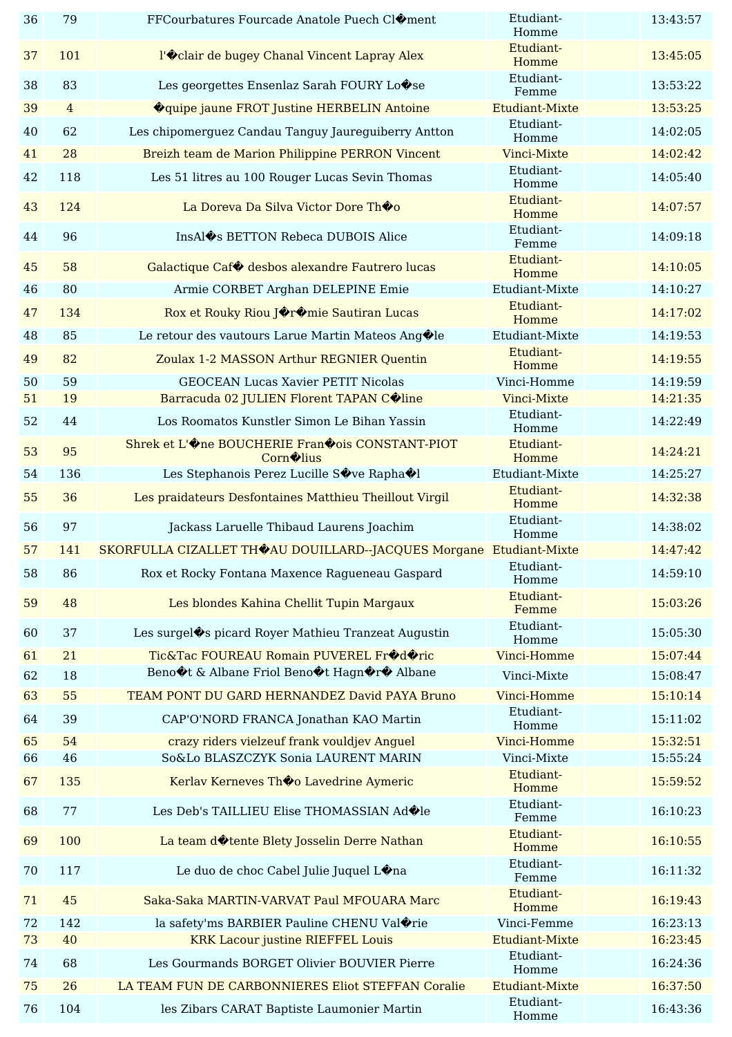| 36 | 79 | FFCourbatures Fourcade Anatole Puech Cl�ment | Etudiant-Homme | | 13:43:57 |
|---|---|---|---|---|---|
| 37 | 101 | l'�clair de bugey Chanal Vincent Lapray Alex | Etudiant-Homme | | 13:45:05 |
| 38 | 83 | Les georgettes Ensenlaz Sarah FOURY Lo�se | Etudiant-Femme | | 13:53:22 |
| 39 | 4 | �quipe jaune FROT Justine HERBELIN Antoine | Etudiant-Mixte | | 13:53:25 |
| 40 | 62 | Les chipomerguez Candau Tanguy Jaureguiberry Antton | Etudiant-Homme | | 14:02:05 |
| 41 | 28 | Breizh team de Marion Philippine PERRON Vincent | Vinci-Mixte | | 14:02:42 |
| 42 | 118 | Les 51 litres au 100 Rouger Lucas Sevin Thomas | Etudiant-Homme | | 14:05:40 |
| 43 | 124 | La Doreva Da Silva Victor Dore Th�o | Etudiant-Homme | | 14:07:57 |
| 44 | 96 | InsAl�s BETTON Rebeca DUBOIS Alice | Etudiant-Femme | | 14:09:18 |
| 45 | 58 | Galactique Caf� desbos alexandre Fautrero lucas | Etudiant-Homme | | 14:10:05 |
| 46 | 80 | Armie CORBET Arghan DELEPINE Emie | Etudiant-Mixte | | 14:10:27 |
| 47 | 134 | Rox et Rouky Riou J�r�mie Sautiran Lucas | Etudiant-Homme | | 14:17:02 |
| 48 | 85 | Le retour des vautours Larue Martin Mateos Ang�le | Etudiant-Mixte | | 14:19:53 |
| 49 | 82 | Zoulax 1-2 MASSON Arthur REGNIER Quentin | Etudiant-Homme | | 14:19:55 |
| 50 | 59 | GEOCEAN Lucas Xavier PETIT Nicolas | Vinci-Homme | | 14:19:59 |
| 51 | 19 | Barracuda 02 JULIEN Florent TAPAN C�line | Vinci-Mixte | | 14:21:35 |
| 52 | 44 | Los Roomatos Kunstler Simon Le Bihan Yassin | Etudiant-Homme | | 14:22:49 |
| 53 | 95 | Shrek et L'�ne BOUCHERIE Fran�ois CONSTANT-PIOT Corn�lius | Etudiant-Homme | | 14:24:21 |
| 54 | 136 | Les Stephanois Perez Lucille S�ve Rapha�l | Etudiant-Mixte | | 14:25:27 |
| 55 | 36 | Les praidateurs Desfontaines Matthieu Theillout Virgil | Etudiant-Homme | | 14:32:38 |
| 56 | 97 | Jackass Laruelle Thibaud Laurens Joachim | Etudiant-Homme | | 14:38:02 |
| 57 | 141 | SKORFULLA CIZALLET TH�AU DOUILLARD--JACQUES Morgane | Etudiant-Mixte | | 14:47:42 |
| 58 | 86 | Rox et Rocky Fontana Maxence Ragueneau Gaspard | Etudiant-Homme | | 14:59:10 |
| 59 | 48 | Les blondes Kahina Chellit Tupin Margaux | Etudiant-Femme | | 15:03:26 |
| 60 | 37 | Les surgel�s picard Royer Mathieu Tranzeat Augustin | Etudiant-Homme | | 15:05:30 |
| 61 | 21 | Tic&Tac FOUREAU Romain PUVEREL Fr�d�ric | Vinci-Homme | | 15:07:44 |
| 62 | 18 | Beno�t & Albane Friol Beno�t Hagn�r� Albane | Vinci-Mixte | | 15:08:47 |
| 63 | 55 | TEAM PONT DU GARD HERNANDEZ David PAYA Bruno | Vinci-Homme | | 15:10:14 |
| 64 | 39 | CAP'O'NORD FRANCA Jonathan KAO Martin | Etudiant-Homme | | 15:11:02 |
| 65 | 54 | crazy riders vielzeuf frank vouldjev Anguel | Vinci-Homme | | 15:32:51 |
| 66 | 46 | So&Lo BLASZCZYK Sonia LAURENT MARIN | Vinci-Mixte | | 15:55:24 |
| 67 | 135 | Kerlav Kerneves Th�o Lavedrine Aymeric | Etudiant-Homme | | 15:59:52 |
| 68 | 77 | Les Deb's TAILLIEU Elise THOMASSIAN Ad�le | Etudiant-Femme | | 16:10:23 |
| 69 | 100 | La team d�tente Blety Josselin Derre Nathan | Etudiant-Homme | | 16:10:55 |
| 70 | 117 | Le duo de choc Cabel Julie Juquel L�na | Etudiant-Femme | | 16:11:32 |
| 71 | 45 | Saka-Saka MARTIN-VARVAT Paul MFOUARA Marc | Etudiant-Homme | | 16:19:43 |
| 72 | 142 | la safety'ms BARBIER Pauline CHENU Val�rie | Vinci-Femme | | 16:23:13 |
| 73 | 40 | KRK Lacour justine RIEFFEL Louis | Etudiant-Mixte | | 16:23:45 |
| 74 | 68 | Les Gourmands BORGET Olivier BOUVIER Pierre | Etudiant-Homme | | 16:24:36 |
| 75 | 26 | LA TEAM FUN DE CARBONNIERES Eliot STEFFAN Coralie | Etudiant-Mixte | | 16:37:50 |
| 76 | 104 | les Zibars CARAT Baptiste Laumonier Martin | Etudiant-Homme | | 16:43:36 |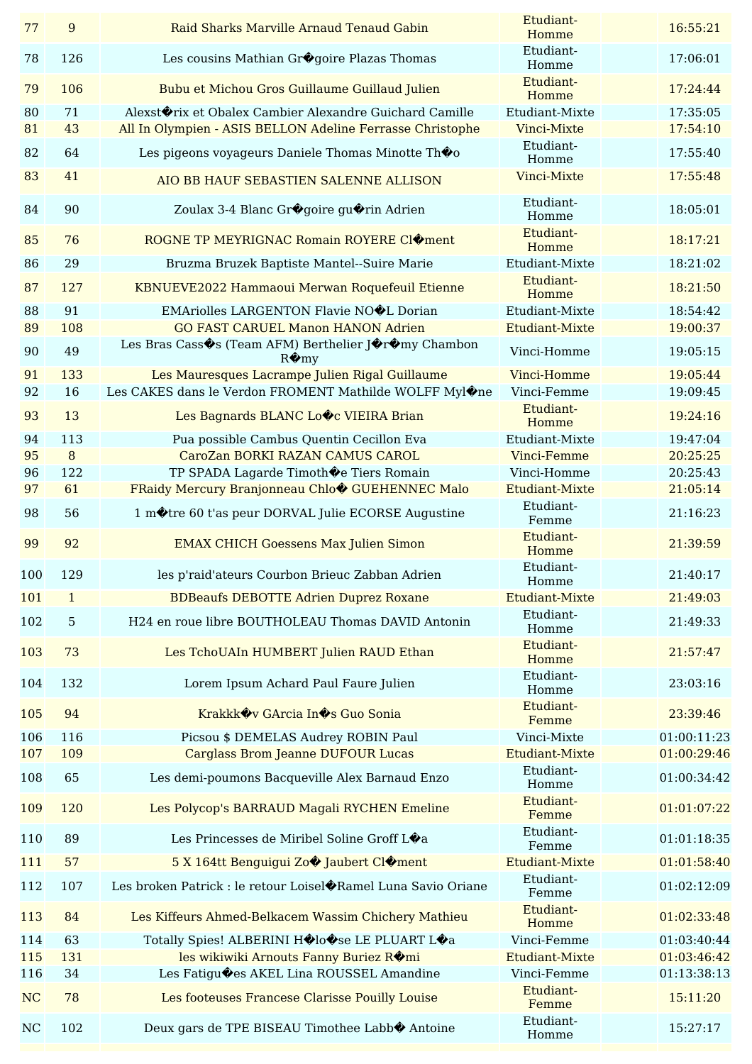| 77 | 9 | Raid Sharks Marville Arnaud Tenaud Gabin | Etudiant-Homme | | 16:55:21 |
|---|---|---|---|---|---|
| 78 | 126 | Les cousins Mathian Gr�goire Plazas Thomas | Etudiant-Homme | | 17:06:01 |
| 79 | 106 | Bubu et Michou Gros Guillaume Guillaud Julien | Etudiant-Homme | | 17:24:44 |
| 80 | 71 | Alexst�rix et Obalex Cambier Alexandre Guichard Camille | Etudiant-Mixte | | 17:35:05 |
| 81 | 43 | All In Olympien - ASIS BELLON Adeline Ferrasse Christophe | Vinci-Mixte | | 17:54:10 |
| 82 | 64 | Les pigeons voyageurs Daniele Thomas Minotte Th�o | Etudiant-Homme | | 17:55:40 |
| 83 | 41 | AIO BB HAUF SEBASTIEN SALENNE ALLISON | Vinci-Mixte | | 17:55:48 |
| 84 | 90 | Zoulax 3-4 Blanc Gr�goire gu�rin Adrien | Etudiant-Homme | | 18:05:01 |
| 85 | 76 | ROGNE TP MEYRIGNAC Romain ROYERE Cl�ment | Etudiant-Homme | | 18:17:21 |
| 86 | 29 | Bruzma Bruzek Baptiste Mantel--Suire Marie | Etudiant-Mixte | | 18:21:02 |
| 87 | 127 | KBNUEVE2022 Hammaoui Merwan Roquefeuil Etienne | Etudiant-Homme | | 18:21:50 |
| 88 | 91 | EMAriolles LARGENTON Flavie NO�L Dorian | Etudiant-Mixte | | 18:54:42 |
| 89 | 108 | GO FAST CARUEL Manon HANON Adrien | Etudiant-Mixte | | 19:00:37 |
| 90 | 49 | Les Bras Cass�s (Team AFM) Berthelier J�r�my Chambon R�my | Vinci-Homme | | 19:05:15 |
| 91 | 133 | Les Mauresques Lacrampe Julien Rigal Guillaume | Vinci-Homme | | 19:05:44 |
| 92 | 16 | Les CAKES dans le Verdon FROMENT Mathilde WOLFF Myl�ne | Vinci-Femme | | 19:09:45 |
| 93 | 13 | Les Bagnards BLANC Lo�c VIEIRA Brian | Etudiant-Homme | | 19:24:16 |
| 94 | 113 | Pua possible Cambus Quentin Cecillon Eva | Etudiant-Mixte | | 19:47:04 |
| 95 | 8 | CaroZan BORKI RAZAN CAMUS CAROL | Vinci-Femme | | 20:25:25 |
| 96 | 122 | TP SPADA Lagarde Timoth�e Tiers Romain | Vinci-Homme | | 20:25:43 |
| 97 | 61 | FRaidy Mercury Branjonneau Chlo� GUEHENNEC Malo | Etudiant-Mixte | | 21:05:14 |
| 98 | 56 | 1 m�tre 60 t'as peur DORVAL Julie ECORSE Augustine | Etudiant-Femme | | 21:16:23 |
| 99 | 92 | EMAX CHICH Goessens Max Julien Simon | Etudiant-Homme | | 21:39:59 |
| 100 | 129 | les p'raid'ateurs Courbon Brieuc Zabban Adrien | Etudiant-Homme | | 21:40:17 |
| 101 | 1 | BDBeaufs DEBOTTE Adrien Duprez Roxane | Etudiant-Mixte | | 21:49:03 |
| 102 | 5 | H24 en roue libre BOUTHOLEAU Thomas DAVID Antonin | Etudiant-Homme | | 21:49:33 |
| 103 | 73 | Les TchoUAIn HUMBERT Julien RAUD Ethan | Etudiant-Homme | | 21:57:47 |
| 104 | 132 | Lorem Ipsum Achard Paul Faure Julien | Etudiant-Homme | | 23:03:16 |
| 105 | 94 | Krakkk�v GArcia In�s Guo Sonia | Etudiant-Femme | | 23:39:46 |
| 106 | 116 | Picsou $ DEMELAS Audrey ROBIN Paul | Vinci-Mixte | | 01:00:11:23 |
| 107 | 109 | Carglass Brom Jeanne DUFOUR Lucas | Etudiant-Mixte | | 01:00:29:46 |
| 108 | 65 | Les demi-poumons Bacqueville Alex Barnaud Enzo | Etudiant-Homme | | 01:00:34:42 |
| 109 | 120 | Les Polycop's BARRAUD Magali RYCHEN Emeline | Etudiant-Femme | | 01:01:07:22 |
| 110 | 89 | Les Princesses de Miribel Soline Groff L�a | Etudiant-Femme | | 01:01:18:35 |
| 111 | 57 | 5 X 164tt Benguigui Zo� Jaubert Cl�ment | Etudiant-Mixte | | 01:01:58:40 |
| 112 | 107 | Les broken Patrick : le retour Loisel�Ramel Luna Savio Oriane | Etudiant-Femme | | 01:02:12:09 |
| 113 | 84 | Les Kiffeurs Ahmed-Belkacem Wassim Chichery Mathieu | Etudiant-Homme | | 01:02:33:48 |
| 114 | 63 | Totally Spies! ALBERINI H�lo�se LE PLUART L�a | Vinci-Femme | | 01:03:40:44 |
| 115 | 131 | Les wikiwiki Arnouts Fanny Buriez R�mi | Etudiant-Mixte | | 01:03:46:42 |
| 116 | 34 | Les Fatigu�es AKEL Lina ROUSSEL Amandine | Vinci-Femme | | 01:13:38:13 |
| NC | 78 | Les footeuses Francese Clarisse Pouilly Louise | Etudiant-Femme | | 15:11:20 |
| NC | 102 | Deux gars de TPE BISEAU Timothee Labb� Antoine | Etudiant-Homme | | 15:27:17 |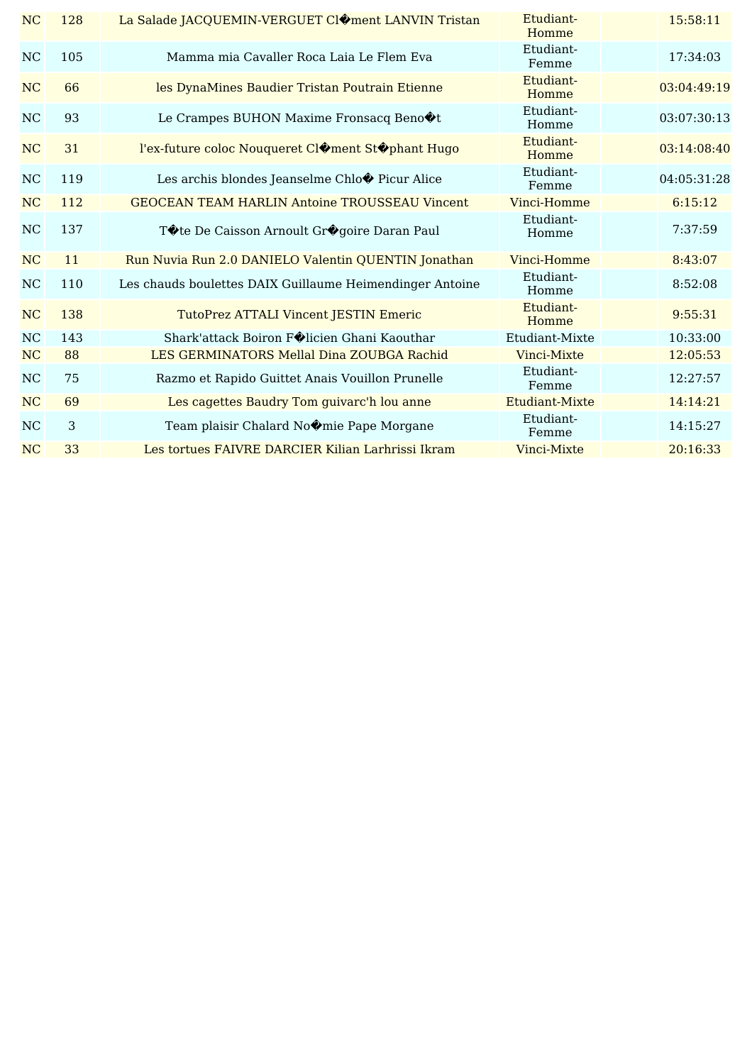| NC | 128 | La Salade JACQUEMIN-VERGUET Cl�ment LANVIN Tristan | Etudiant-Homme | | 15:58:11 |
|---|---|---|---|---|---|
| NC | 105 | Mamma mia Cavaller Roca Laia Le Flem Eva | Etudiant-Femme | | 17:34:03 |
| NC | 66 | les DynaMines Baudier Tristan Poutrain Etienne | Etudiant-Homme | | 03:04:49:19 |
| NC | 93 | Le Crampes BUHON Maxime Fronsacq Beno�t | Etudiant-Homme | | 03:07:30:13 |
| NC | 31 | l'ex-future coloc Nouqueret Cl�ment St�phant Hugo | Etudiant-Homme | | 03:14:08:40 |
| NC | 119 | Les archis blondes Jeanselme Chlo� Picur Alice | Etudiant-Femme | | 04:05:31:28 |
| NC | 112 | GEOCEAN TEAM HARLIN Antoine TROUSSEAU Vincent | Vinci-Homme | | 6:15:12 |
| NC | 137 | T�te De Caisson Arnoult Gr�goire Daran Paul | Etudiant-Homme | | 7:37:59 |
| NC | 11 | Run Nuvia Run 2.0 DANIELO Valentin QUENTIN Jonathan | Vinci-Homme | | 8:43:07 |
| NC | 110 | Les chauds boulettes DAIX Guillaume Heimendinger Antoine | Etudiant-Homme | | 8:52:08 |
| NC | 138 | TutoPrez ATTALI Vincent JESTIN Emeric | Etudiant-Homme | | 9:55:31 |
| NC | 143 | Shark'attack Boiron F�licien Ghani Kaouthar | Etudiant-Mixte | | 10:33:00 |
| NC | 88 | LES GERMINATORS Mellal Dina ZOUBGA Rachid | Vinci-Mixte | | 12:05:53 |
| NC | 75 | Razmo et Rapido Guittet Anais Vouillon Prunelle | Etudiant-Femme | | 12:27:57 |
| NC | 69 | Les cagettes Baudry Tom guivarc'h lou anne | Etudiant-Mixte | | 14:14:21 |
| NC | 3 | Team plaisir Chalard No�mie Pape Morgane | Etudiant-Femme | | 14:15:27 |
| NC | 33 | Les tortues FAIVRE DARCIER Kilian Larhrissi Ikram | Vinci-Mixte | | 20:16:33 |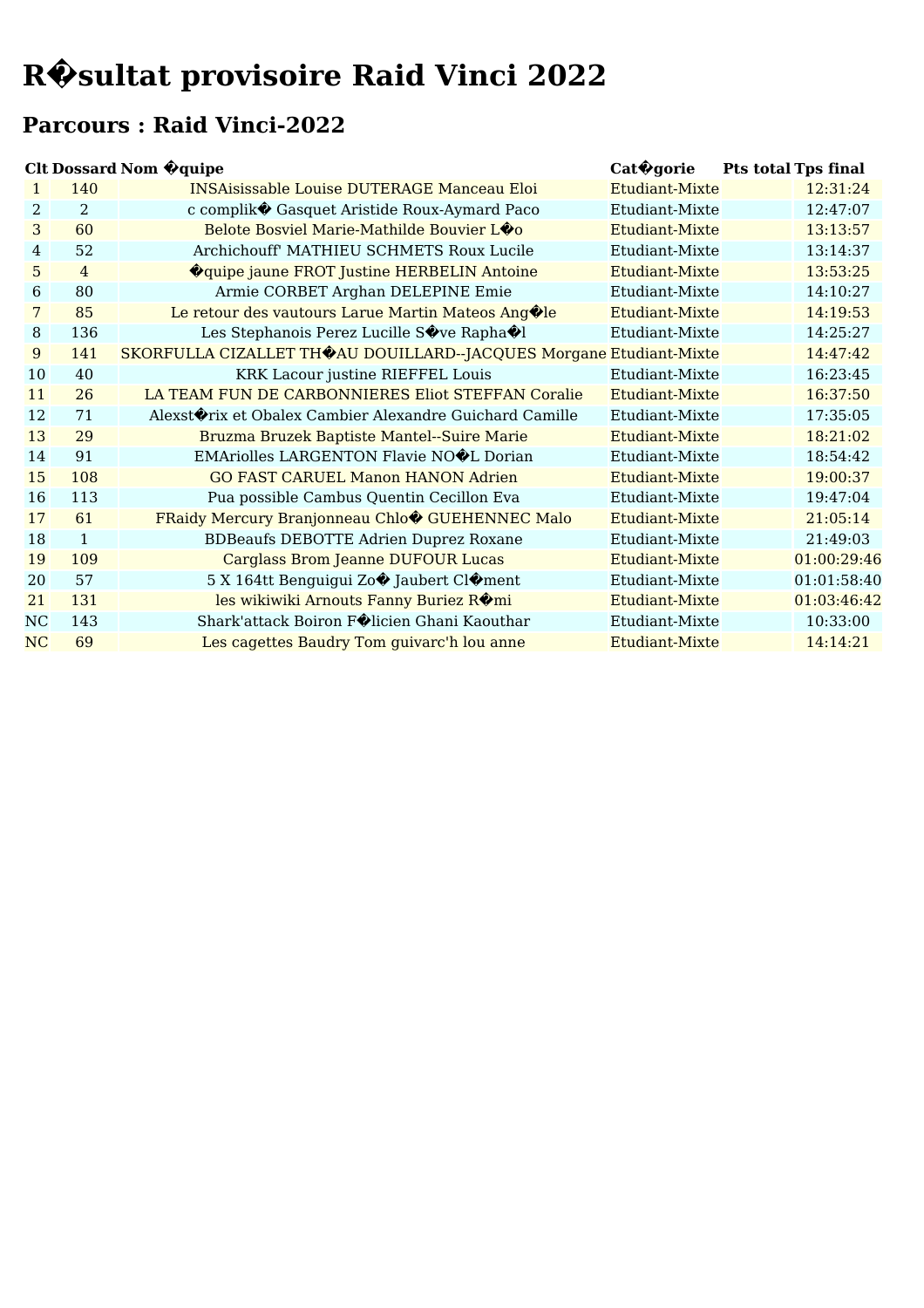# R�sultat provisoire Raid Vinci 2022

## Parcours : Raid Vinci-2022

| Clt | Dossard | Nom �quipe | Cat�gorie | Pts total | Tps final |
|---|---|---|---|---|---|
| 1 | 140 | INSAisissable Louise DUTERAGE Manceau Eloi | Etudiant-Mixte | | 12:31:24 |
| 2 | 2 | c complik� Gasquet Aristide Roux-Aymard Paco | Etudiant-Mixte | | 12:47:07 |
| 3 | 60 | Belote Bosviel Marie-Mathilde Bouvier L�o | Etudiant-Mixte | | 13:13:57 |
| 4 | 52 | Archichouff' MATHIEU SCHMETS Roux Lucile | Etudiant-Mixte | | 13:14:37 |
| 5 | 4 | �quipe jaune FROT Justine HERBELIN Antoine | Etudiant-Mixte | | 13:53:25 |
| 6 | 80 | Armie CORBET Arghan DELEPINE Emie | Etudiant-Mixte | | 14:10:27 |
| 7 | 85 | Le retour des vautours Larue Martin Mateos Ang�le | Etudiant-Mixte | | 14:19:53 |
| 8 | 136 | Les Stephanois Perez Lucille S�ve Rapha�l | Etudiant-Mixte | | 14:25:27 |
| 9 | 141 | SKORFULLA CIZALLET TH�AU DOUILLARD--JACQUES Morgane | Etudiant-Mixte | | 14:47:42 |
| 10 | 40 | KRK Lacour justine RIEFFEL Louis | Etudiant-Mixte | | 16:23:45 |
| 11 | 26 | LA TEAM FUN DE CARBONNIERES Eliot STEFFAN Coralie | Etudiant-Mixte | | 16:37:50 |
| 12 | 71 | Alexst�rix et Obalex Cambier Alexandre Guichard Camille | Etudiant-Mixte | | 17:35:05 |
| 13 | 29 | Bruzma Bruzek Baptiste Mantel--Suire Marie | Etudiant-Mixte | | 18:21:02 |
| 14 | 91 | EMAriolles LARGENTON Flavie NO�L Dorian | Etudiant-Mixte | | 18:54:42 |
| 15 | 108 | GO FAST CARUEL Manon HANON Adrien | Etudiant-Mixte | | 19:00:37 |
| 16 | 113 | Pua possible Cambus Quentin Cecillon Eva | Etudiant-Mixte | | 19:47:04 |
| 17 | 61 | FRaidy Mercury Branjonneau Chlo� GUEHENNEC Malo | Etudiant-Mixte | | 21:05:14 |
| 18 | 1 | BDBeaufs DEBOTTE Adrien Duprez Roxane | Etudiant-Mixte | | 21:49:03 |
| 19 | 109 | Carglass Brom Jeanne DUFOUR Lucas | Etudiant-Mixte | | 01:00:29:46 |
| 20 | 57 | 5 X 164tt Benguigui Zo� Jaubert Cl�ment | Etudiant-Mixte | | 01:01:58:40 |
| 21 | 131 | les wikiwiki Arnouts Fanny Buriez R�mi | Etudiant-Mixte | | 01:03:46:42 |
| NC | 143 | Shark'attack Boiron F�licien Ghani Kaouthar | Etudiant-Mixte | | 10:33:00 |
| NC | 69 | Les cagettes Baudry Tom guivarc'h lou anne | Etudiant-Mixte | | 14:14:21 |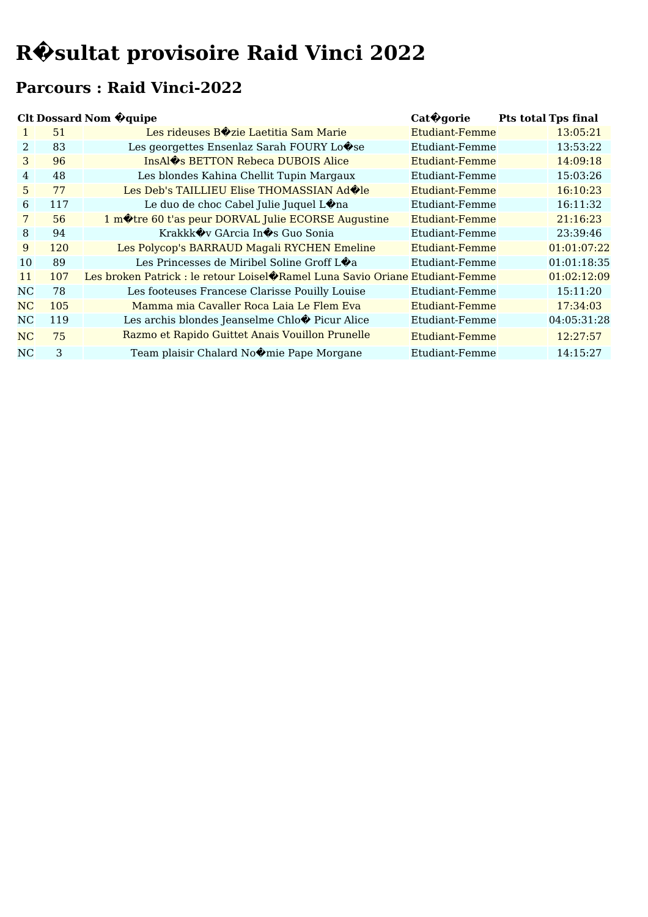# R�sultat provisoire Raid Vinci 2022

## Parcours : Raid Vinci-2022

| Clt | Dossard | Nom �quipe | Cat�gorie | Pts total | Tps final |
|---|---|---|---|---|---|
| 1 | 51 | Les rideuses B�zie Laetitia Sam Marie | Etudiant-Femme | | 13:05:21 |
| 2 | 83 | Les georgettes Ensenlaz Sarah FOURY Lo�se | Etudiant-Femme | | 13:53:22 |
| 3 | 96 | InsAl�s BETTON Rebeca DUBOIS Alice | Etudiant-Femme | | 14:09:18 |
| 4 | 48 | Les blondes Kahina Chellit Tupin Margaux | Etudiant-Femme | | 15:03:26 |
| 5 | 77 | Les Deb's TAILLIEU Elise THOMASSIAN Ad�le | Etudiant-Femme | | 16:10:23 |
| 6 | 117 | Le duo de choc Cabel Julie Juquel L�na | Etudiant-Femme | | 16:11:32 |
| 7 | 56 | 1 m�tre 60 t'as peur DORVAL Julie ECORSE Augustine | Etudiant-Femme | | 21:16:23 |
| 8 | 94 | Krakkk�v GArcia In�s Guo Sonia | Etudiant-Femme | | 23:39:46 |
| 9 | 120 | Les Polycop's BARRAUD Magali RYCHEN Emeline | Etudiant-Femme | | 01:01:07:22 |
| 10 | 89 | Les Princesses de Miribel Soline Groff L�a | Etudiant-Femme | | 01:01:18:35 |
| 11 | 107 | Les broken Patrick : le retour Loisel�Ramel Luna Savio Oriane | Etudiant-Femme | | 01:02:12:09 |
| NC | 78 | Les footeuses Francese Clarisse Pouilly Louise | Etudiant-Femme | | 15:11:20 |
| NC | 105 | Mamma mia Cavaller Roca Laia Le Flem Eva | Etudiant-Femme | | 17:34:03 |
| NC | 119 | Les archis blondes Jeanselme Chlo� Picur Alice | Etudiant-Femme | | 04:05:31:28 |
| NC | 75 | Razmo et Rapido Guittet Anais Vouillon Prunelle | Etudiant-Femme | | 12:27:57 |
| NC | 3 | Team plaisir Chalard No�mie Pape Morgane | Etudiant-Femme | | 14:15:27 |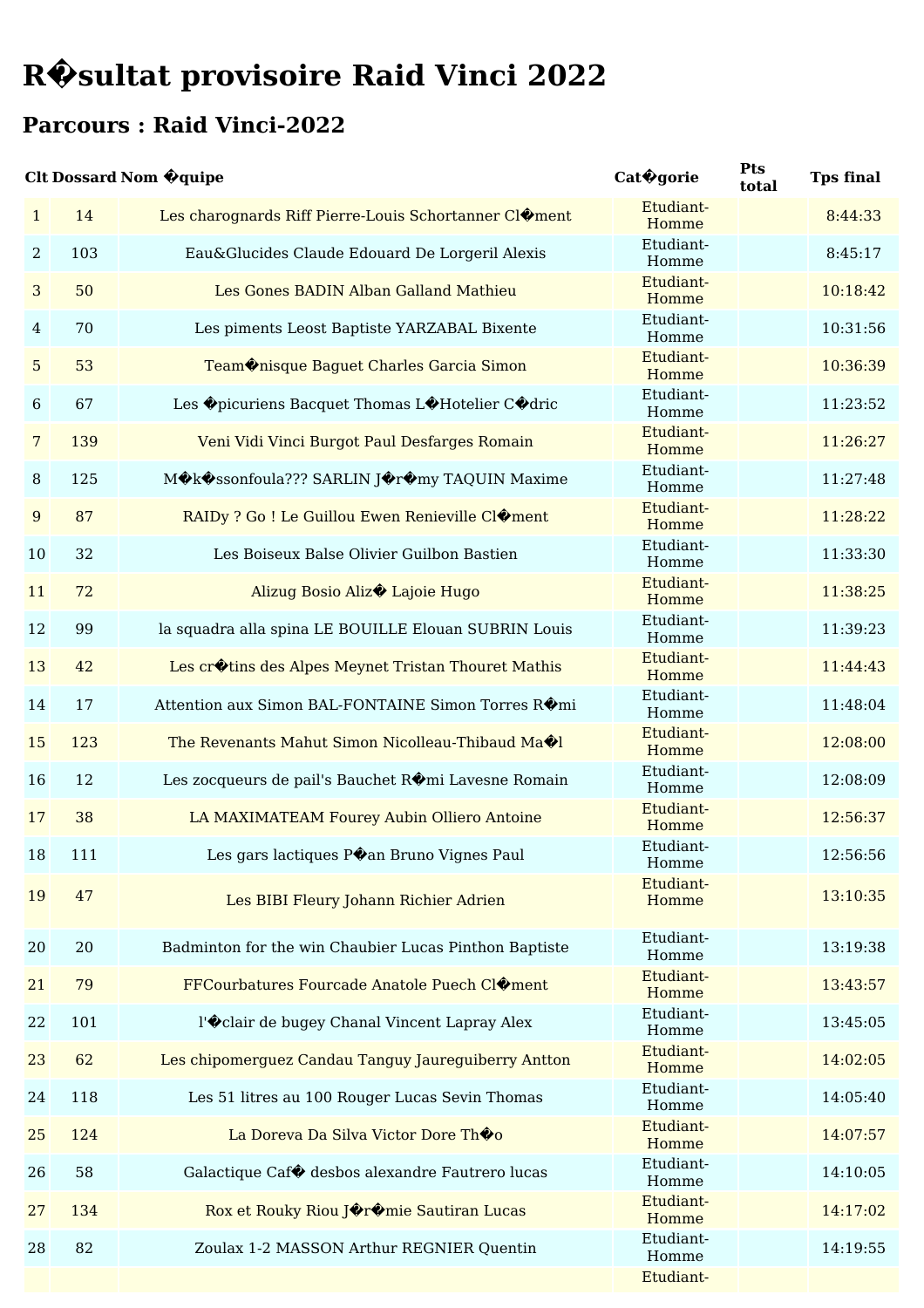# R�sultat provisoire Raid Vinci 2022

## Parcours : Raid Vinci-2022

| Clt | Dossard | Nom �quipe | Cat�gorie | Pts total | Tps final |
|---|---|---|---|---|---|
| 1 | 14 | Les charognards Riff Pierre-Louis Schortanner Cl�ment | Etudiant-Homme | | 8:44:33 |
| 2 | 103 | Eau&Glucides Claude Edouard De Lorgeril Alexis | Etudiant-Homme | | 8:45:17 |
| 3 | 50 | Les Gones BADIN Alban Galland Mathieu | Etudiant-Homme | | 10:18:42 |
| 4 | 70 | Les piments Leost Baptiste YARZABAL Bixente | Etudiant-Homme | | 10:31:56 |
| 5 | 53 | Team�nisque Baguet Charles Garcia Simon | Etudiant-Homme | | 10:36:39 |
| 6 | 67 | Les �picuriens Bacquet Thomas L�Hotelier C�dric | Etudiant-Homme | | 11:23:52 |
| 7 | 139 | Veni Vidi Vinci Burgot Paul Desfarges Romain | Etudiant-Homme | | 11:26:27 |
| 8 | 125 | M�k�ssonfoula??? SARLIN J�r�my TAQUIN Maxime | Etudiant-Homme | | 11:27:48 |
| 9 | 87 | RAIDy ? Go ! Le Guillou Ewen Renieville Cl�ment | Etudiant-Homme | | 11:28:22 |
| 10 | 32 | Les Boiseux Balse Olivier Guilbon Bastien | Etudiant-Homme | | 11:33:30 |
| 11 | 72 | Alizug Bosio Aliz� Lajoie Hugo | Etudiant-Homme | | 11:38:25 |
| 12 | 99 | la squadra alla spina LE BOUILLE Elouan SUBRIN Louis | Etudiant-Homme | | 11:39:23 |
| 13 | 42 | Les cr�tins des Alpes Meynet Tristan Thouret Mathis | Etudiant-Homme | | 11:44:43 |
| 14 | 17 | Attention aux Simon BAL-FONTAINE Simon Torres R�mi | Etudiant-Homme | | 11:48:04 |
| 15 | 123 | The Revenants Mahut Simon Nicolleau-Thibaud Ma�l | Etudiant-Homme | | 12:08:00 |
| 16 | 12 | Les zocqueurs de pail's Bauchet R�mi Lavesne Romain | Etudiant-Homme | | 12:08:09 |
| 17 | 38 | LA MAXIMATEAM Fourey Aubin Olliero Antoine | Etudiant-Homme | | 12:56:37 |
| 18 | 111 | Les gars lactiques P�an Bruno Vignes Paul | Etudiant-Homme | | 12:56:56 |
| 19 | 47 | Les BIBI Fleury Johann Richier Adrien | Etudiant-Homme | | 13:10:35 |
| 20 | 20 | Badminton for the win Chaubier Lucas Pinthon Baptiste | Etudiant-Homme | | 13:19:38 |
| 21 | 79 | FFCourbatures Fourcade Anatole Puech Cl�ment | Etudiant-Homme | | 13:43:57 |
| 22 | 101 | l'�clair de bugey Chanal Vincent Lapray Alex | Etudiant-Homme | | 13:45:05 |
| 23 | 62 | Les chipomerguez Candau Tanguy Jaureguiberry Antton | Etudiant-Homme | | 14:02:05 |
| 24 | 118 | Les 51 litres au 100 Rouger Lucas Sevin Thomas | Etudiant-Homme | | 14:05:40 |
| 25 | 124 | La Doreva Da Silva Victor Dore Th�o | Etudiant-Homme | | 14:07:57 |
| 26 | 58 | Galactique Caf� desbos alexandre Fautrero lucas | Etudiant-Homme | | 14:10:05 |
| 27 | 134 | Rox et Rouky Riou J�r�mie Sautiran Lucas | Etudiant-Homme | | 14:17:02 |
| 28 | 82 | Zoulax 1-2 MASSON Arthur REGNIER Quentin | Etudiant-Homme | | 14:19:55 |
| | | | Etudiant- | | |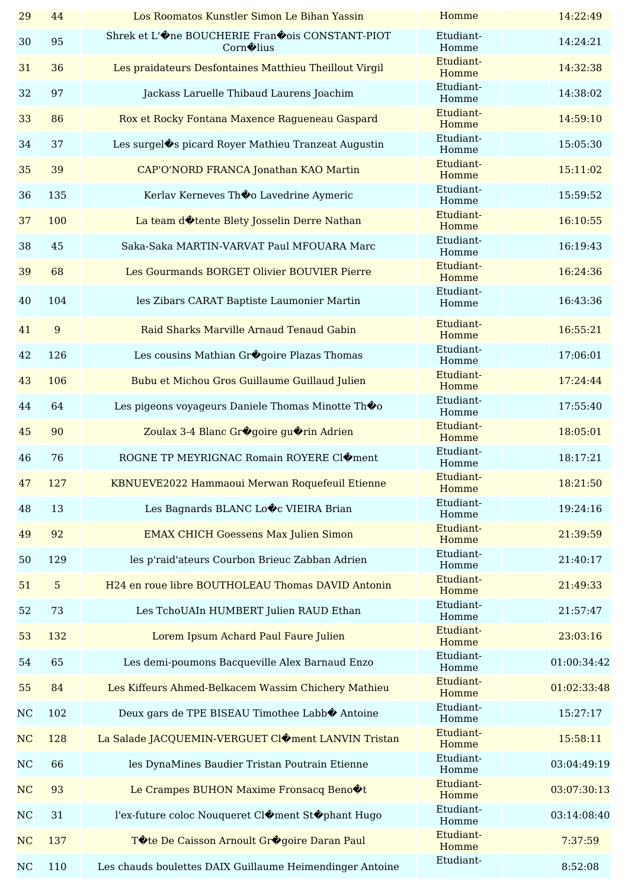| 29 | 44 | Los Roomatos Kunstler Simon Le Bihan Yassin | Homme | | 14:22:49 |
|---|---|---|---|---|---|
| 30 | 95 | Shrek et L'�ne BOUCHERIE Fran�ois CONSTANT-PIOT Corn�lius | Etudiant-Homme | | 14:24:21 |
| 31 | 36 | Les praidateurs Desfontaines Matthieu Theillout Virgil | Etudiant-Homme | | 14:32:38 |
| 32 | 97 | Jackass Laruelle Thibaud Laurens Joachim | Etudiant-Homme | | 14:38:02 |
| 33 | 86 | Rox et Rocky Fontana Maxence Ragueneau Gaspard | Etudiant-Homme | | 14:59:10 |
| 34 | 37 | Les surgel�s picard Royer Mathieu Tranzeat Augustin | Etudiant-Homme | | 15:05:30 |
| 35 | 39 | CAP'O'NORD FRANCA Jonathan KAO Martin | Etudiant-Homme | | 15:11:02 |
| 36 | 135 | Kerlav Kerneves Th�o Lavedrine Aymeric | Etudiant-Homme | | 15:59:52 |
| 37 | 100 | La team d�tente Blety Josselin Derre Nathan | Etudiant-Homme | | 16:10:55 |
| 38 | 45 | Saka-Saka MARTIN-VARVAT Paul MFOUARA Marc | Etudiant-Homme | | 16:19:43 |
| 39 | 68 | Les Gourmands BORGET Olivier BOUVIER Pierre | Etudiant-Homme | | 16:24:36 |
| 40 | 104 | les Zibars CARAT Baptiste Laumonier Martin | Etudiant-Homme | | 16:43:36 |
| 41 | 9 | Raid Sharks Marville Arnaud Tenaud Gabin | Etudiant-Homme | | 16:55:21 |
| 42 | 126 | Les cousins Mathian Gr�goire Plazas Thomas | Etudiant-Homme | | 17:06:01 |
| 43 | 106 | Bubu et Michou Gros Guillaume Guillaud Julien | Etudiant-Homme | | 17:24:44 |
| 44 | 64 | Les pigeons voyageurs Daniele Thomas Minotte Th�o | Etudiant-Homme | | 17:55:40 |
| 45 | 90 | Zoulax 3-4 Blanc Gr�goire gu�rin Adrien | Etudiant-Homme | | 18:05:01 |
| 46 | 76 | ROGNE TP MEYRIGNAC Romain ROYERE Cl�ment | Etudiant-Homme | | 18:17:21 |
| 47 | 127 | KBNUEVE2022 Hammaoui Merwan Roquefeuil Etienne | Etudiant-Homme | | 18:21:50 |
| 48 | 13 | Les Bagnards BLANC Lo�c VIEIRA Brian | Etudiant-Homme | | 19:24:16 |
| 49 | 92 | EMAX CHICH Goessens Max Julien Simon | Etudiant-Homme | | 21:39:59 |
| 50 | 129 | les p'raid'ateurs Courbon Brieuc Zabban Adrien | Etudiant-Homme | | 21:40:17 |
| 51 | 5 | H24 en roue libre BOUTHOLEAU Thomas DAVID Antonin | Etudiant-Homme | | 21:49:33 |
| 52 | 73 | Les TchoUAIn HUMBERT Julien RAUD Ethan | Etudiant-Homme | | 21:57:47 |
| 53 | 132 | Lorem Ipsum Achard Paul Faure Julien | Etudiant-Homme | | 23:03:16 |
| 54 | 65 | Les demi-poumons Bacqueville Alex Barnaud Enzo | Etudiant-Homme | | 01:00:34:42 |
| 55 | 84 | Les Kiffeurs Ahmed-Belkacem Wassim Chichery Mathieu | Etudiant-Homme | | 01:02:33:48 |
| NC | 102 | Deux gars de TPE BISEAU Timothee Labb� Antoine | Etudiant-Homme | | 15:27:17 |
| NC | 128 | La Salade JACQUEMIN-VERGUET Cl�ment LANVIN Tristan | Etudiant-Homme | | 15:58:11 |
| NC | 66 | les DynaMines Baudier Tristan Poutrain Etienne | Etudiant-Homme | | 03:04:49:19 |
| NC | 93 | Le Crampes BUHON Maxime Fronsacq Beno�t | Etudiant-Homme | | 03:07:30:13 |
| NC | 31 | l'ex-future coloc Nouqueret Cl�ment St�phant Hugo | Etudiant-Homme | | 03:14:08:40 |
| NC | 137 | T�te De Caisson Arnoult Gr�goire Daran Paul | Etudiant-Homme | | 7:37:59 |
| NC | 110 | Les chauds boulettes DAIX Guillaume Heimendinger Antoine | Etudiant- | | 8:52:08 |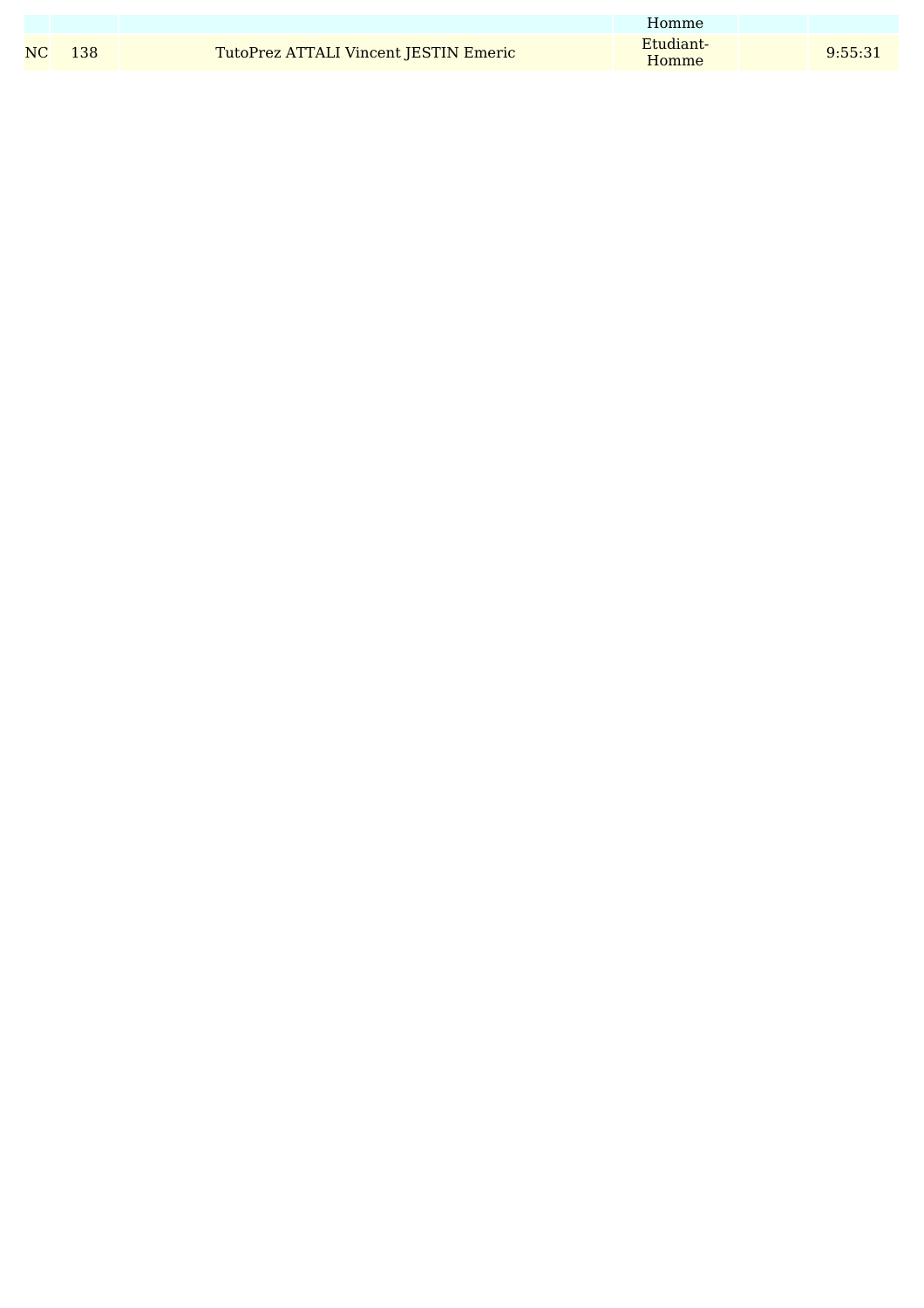| | | | Homme | | |
|---|---|---|---|---|---|
| NC | 138 | TutoPrez ATTALI Vincent JESTIN Emeric | Etudiant-Homme | | 9:55:31 |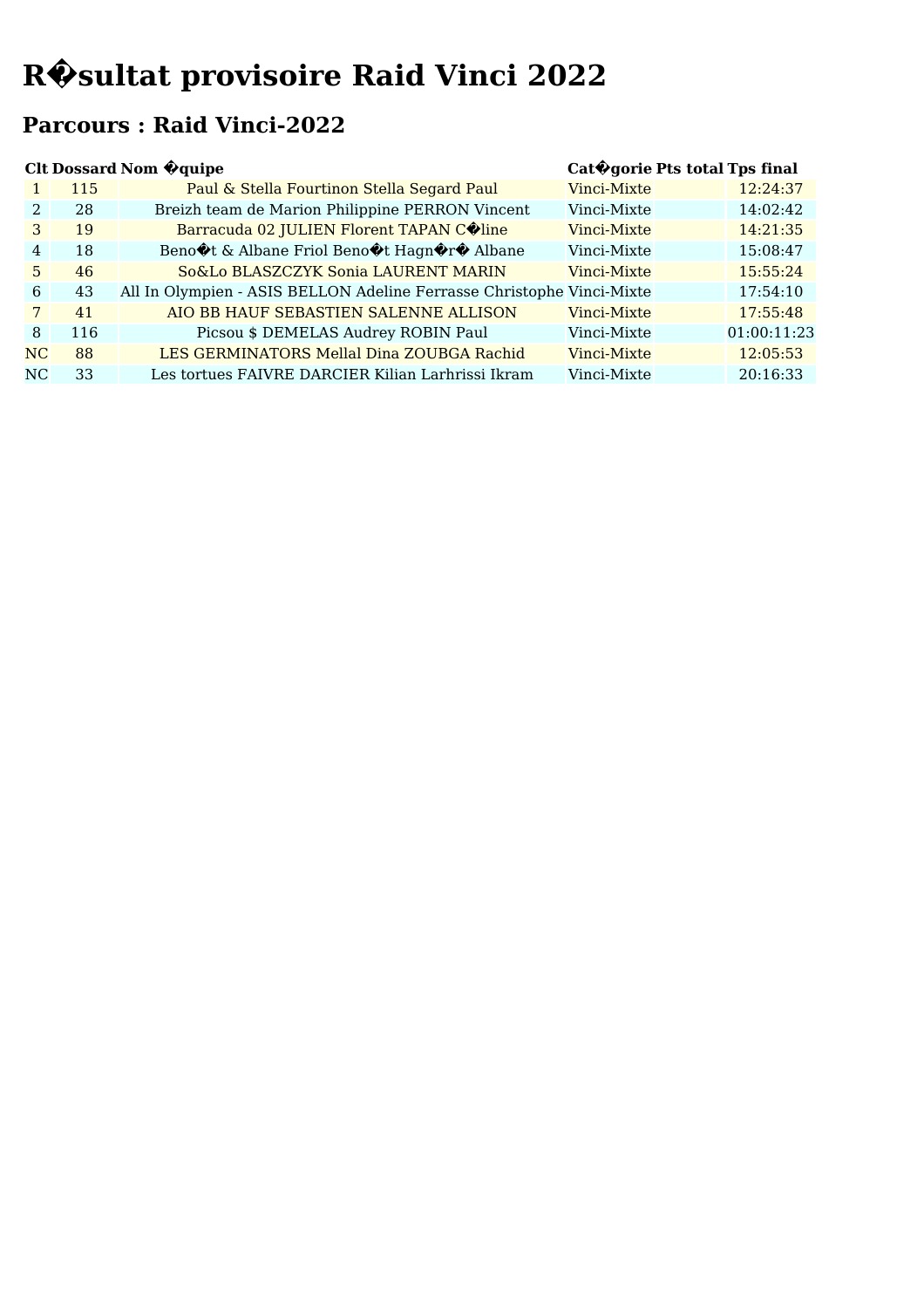# R�sultat provisoire Raid Vinci 2022

## Parcours : Raid Vinci-2022

| Clt | Dossard | Nom �quipe | Cat�gorie | Pts total | Tps final |
|---|---|---|---|---|---|
| 1 | 115 | Paul & Stella Fourtinon Stella Segard Paul | Vinci-Mixte | | 12:24:37 |
| 2 | 28 | Breizh team de Marion Philippine PERRON Vincent | Vinci-Mixte | | 14:02:42 |
| 3 | 19 | Barracuda 02 JULIEN Florent TAPAN C�line | Vinci-Mixte | | 14:21:35 |
| 4 | 18 | Beno�t & Albane Friol Beno�t Hagn�r� Albane | Vinci-Mixte | | 15:08:47 |
| 5 | 46 | So&Lo BLASZCZYK Sonia LAURENT MARIN | Vinci-Mixte | | 15:55:24 |
| 6 | 43 | All In Olympien - ASIS BELLON Adeline Ferrasse Christophe | Vinci-Mixte | | 17:54:10 |
| 7 | 41 | AIO BB HAUF SEBASTIEN SALENNE ALLISON | Vinci-Mixte | | 17:55:48 |
| 8 | 116 | Picsou $ DEMELAS Audrey ROBIN Paul | Vinci-Mixte | | 01:00:11:23 |
| NC | 88 | LES GERMINATORS Mellal Dina ZOUBGA Rachid | Vinci-Mixte | | 12:05:53 |
| NC | 33 | Les tortues FAIVRE DARCIER Kilian Larhrissi Ikram | Vinci-Mixte | | 20:16:33 |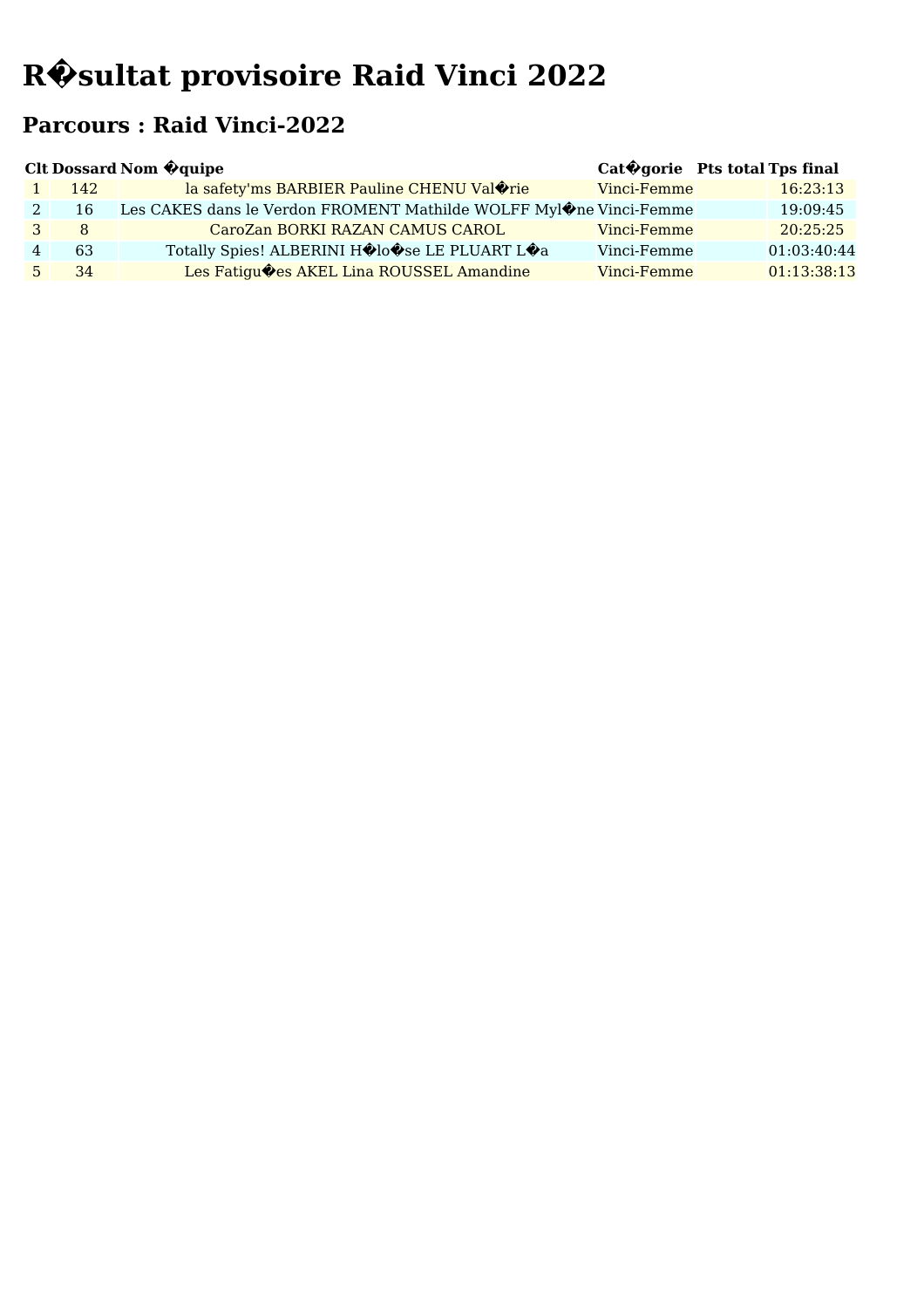# R�sultat provisoire Raid Vinci 2022

## Parcours : Raid Vinci-2022

| Clt | Dossard | Nom �quipe | Cat�gorie | Pts total | Tps final |
|---|---|---|---|---|---|
| 1 | 142 | la safety'ms BARBIER Pauline CHENU Val�rie | Vinci-Femme | | 16:23:13 |
| 2 | 16 | Les CAKES dans le Verdon FROMENT Mathilde WOLFF Myl�ne | Vinci-Femme | | 19:09:45 |
| 3 | 8 | CaroZan BORKI RAZAN CAMUS CAROL | Vinci-Femme | | 20:25:25 |
| 4 | 63 | Totally Spies! ALBERINI H�lo�se LE PLUART L�a | Vinci-Femme | | 01:03:40:44 |
| 5 | 34 | Les Fatigu�es AKEL Lina ROUSSEL Amandine | Vinci-Femme | | 01:13:38:13 |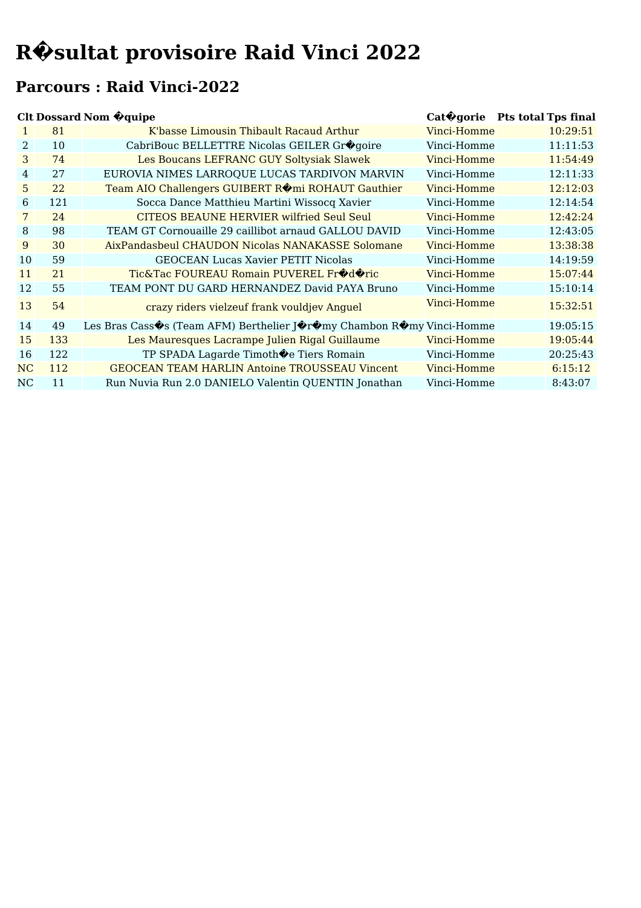# R�sultat provisoire Raid Vinci 2022

## Parcours : Raid Vinci-2022

| Clt | Dossard | Nom �quipe | Cat�gorie | Pts total | Tps final |
|---|---|---|---|---|---|
| 1 | 81 | K'basse Limousin Thibault Racaud Arthur | Vinci-Homme | | 10:29:51 |
| 2 | 10 | CabriBouc BELLETTRE Nicolas GEILER Gr�goire | Vinci-Homme | | 11:11:53 |
| 3 | 74 | Les Boucans LEFRANC GUY Soltysiak Slawek | Vinci-Homme | | 11:54:49 |
| 4 | 27 | EUROVIA NIMES LARROQUE LUCAS TARDIVON MARVIN | Vinci-Homme | | 12:11:33 |
| 5 | 22 | Team AIO Challengers GUIBERT R�mi ROHAUT Gauthier | Vinci-Homme | | 12:12:03 |
| 6 | 121 | Socca Dance Matthieu Martini Wissocq Xavier | Vinci-Homme | | 12:14:54 |
| 7 | 24 | CITEOS BEAUNE HERVIER wilfried Seul Seul | Vinci-Homme | | 12:42:24 |
| 8 | 98 | TEAM GT Cornouaille 29 caillibot arnaud GALLOU DAVID | Vinci-Homme | | 12:43:05 |
| 9 | 30 | AixPandasbeul CHAUDON Nicolas NANAKASSE Solomane | Vinci-Homme | | 13:38:38 |
| 10 | 59 | GEOCEAN Lucas Xavier PETIT Nicolas | Vinci-Homme | | 14:19:59 |
| 11 | 21 | Tic&Tac FOUREAU Romain PUVEREL Fr�d�ric | Vinci-Homme | | 15:07:44 |
| 12 | 55 | TEAM PONT DU GARD HERNANDEZ David PAYA Bruno | Vinci-Homme | | 15:10:14 |
| 13 | 54 | crazy riders vielzeuf frank vouldjev Anguel | Vinci-Homme | | 15:32:51 |
| 14 | 49 | Les Bras Cass�s (Team AFM) Berthelier J�r�my Chambon R�my | Vinci-Homme | | 19:05:15 |
| 15 | 133 | Les Mauresques Lacrampe Julien Rigal Guillaume | Vinci-Homme | | 19:05:44 |
| 16 | 122 | TP SPADA Lagarde Timoth�e Tiers Romain | Vinci-Homme | | 20:25:43 |
| NC | 112 | GEOCEAN TEAM HARLIN Antoine TROUSSEAU Vincent | Vinci-Homme | | 6:15:12 |
| NC | 11 | Run Nuvia Run 2.0 DANIELO Valentin QUENTIN Jonathan | Vinci-Homme | | 8:43:07 |